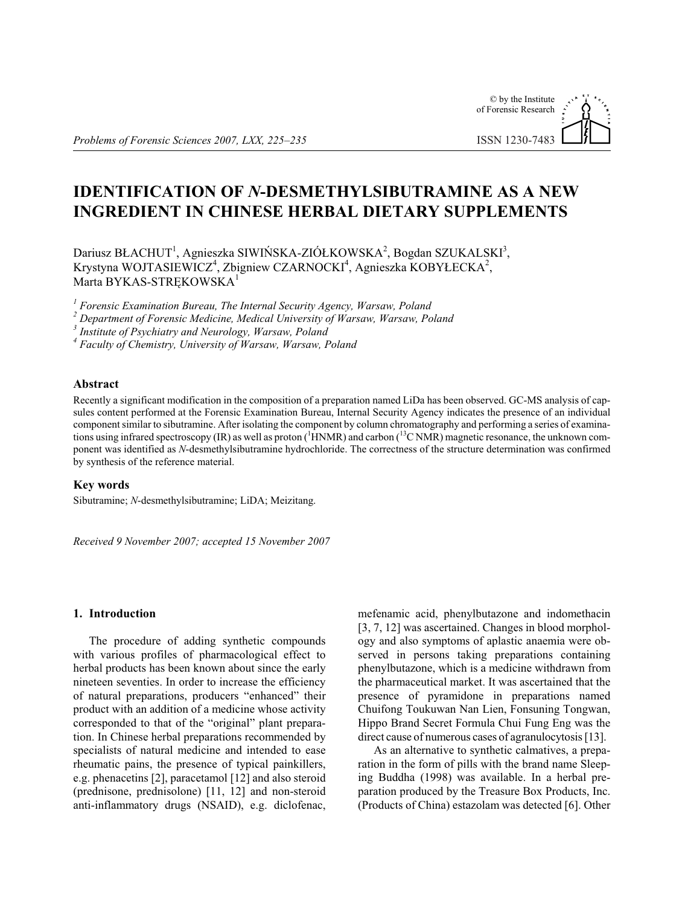# IDENTIFICATION OF *N*-DESMETHYLSIBUTRAMINE AS A NEW INGREDIENT IN CHINESE HERBAL DIETARY SUPPLEMENTS

Dariusz BŁACHUT[1], Agnieszka SIWIŃSKA-ZIÓŁKOWSKA[2], Bogdan SZUKALSKI[3], Krystyna WOJTASIEWICZ[4], Zbigniew CZARNOCKI[4], Agnieszka KOBYŁECKA[2], Marta BYKAS-STRĘKOWSKA[1]

[1] *Forensic Examination Bureau, The Internal Security Agency, Warsaw, Poland*
[2] *Department of Forensic Medicine, Medical University of Warsaw, Warsaw, Poland*
[3] *Institute of Psychiatry and Neurology, Warsaw, Poland*
[4] *Faculty of Chemistry, University of Warsaw, Warsaw, Poland*

## Abstract

Recently a significant modification in the composition of a preparation named LiDa has been observed. GC-MS analysis of capsules content performed at the Forensic Examination Bureau, Internal Security Agency indicates the presence of an individual component similar to sibutramine. After isolating the component by column chromatography and performing a series of examinations using infrared spectroscopy (IR) as well as proton ($^{1}$HNMR) and carbon ($^{13}$C NMR) magnetic resonance, the unknown component was identified as *N*-desmethylsibutramine hydrochloride. The correctness of the structure determination was confirmed by synthesis of the reference material.

## Key words

Sibutramine; *N*-desmethylsibutramine; LiDA; Meizitang.

*Received 9 November 2007; accepted 15 November 2007*

## 1. Introduction

The procedure of adding synthetic compounds with various profiles of pharmacological effect to herbal products has been known about since the early nineteen seventies. In order to increase the efficiency of natural preparations, producers "enhanced" their product with an addition of a medicine whose activity corresponded to that of the "original" plant preparation. In Chinese herbal preparations recommended by specialists of natural medicine and intended to ease rheumatic pains, the presence of typical painkillers, e.g. phenacetins [2], paracetamol [12] and also steroid (prednisone, prednisolone) [11, 12] and non-steroid anti-inflammatory drugs (NSAID), e.g. diclofenac, mefenamic acid, phenylbutazone and indomethacin [3, 7, 12] was ascertained. Changes in blood morphology and also symptoms of aplastic anaemia were observed in persons taking preparations containing phenylbutazone, which is a medicine withdrawn from the pharmaceutical market. It was ascertained that the presence of pyramidone in preparations named Chuifong Toukuwan Nan Lien, Fonsuning Tongwan, Hippo Brand Secret Formula Chui Fung Eng was the direct cause of numerous cases of agranulocytosis [13].

As an alternative to synthetic calmatives, a preparation in the form of pills with the brand name Sleeping Buddha (1998) was available. In a herbal preparation produced by the Treasure Box Products, Inc. (Products of China) estazolam was detected [6]. Other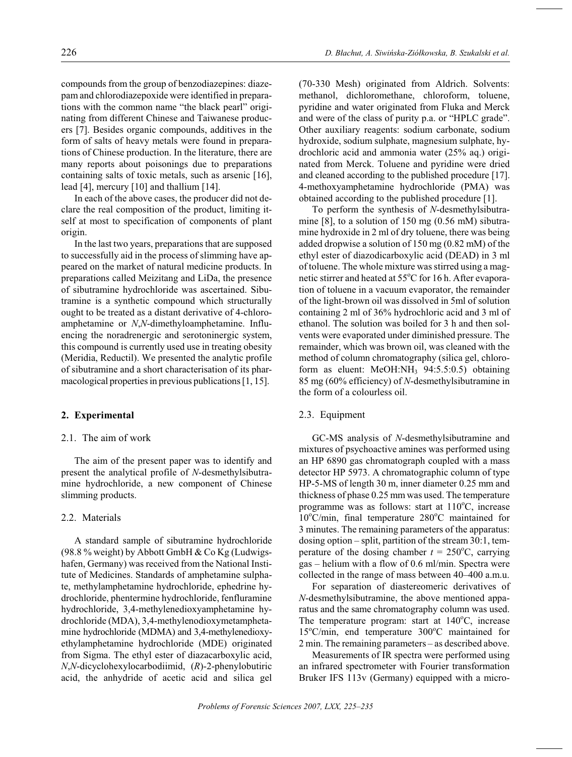compounds from the group of benzodiazepines: diazepam and chlorodiazepoxide were identified in preparations with the common name "the black pearl" originating from different Chinese and Taiwanese producers [7]. Besides organic compounds, additives in the form of salts of heavy metals were found in preparations of Chinese production. In the literature, there are many reports about poisonings due to preparations containing salts of toxic metals, such as arsenic [16], lead [4], mercury [10] and thallium [14].

In each of the above cases, the producer did not declare the real composition of the product, limiting itself at most to specification of components of plant origin.

In the last two years, preparations that are supposed to successfully aid in the process of slimming have appeared on the market of natural medicine products. In preparations called Meizitang and LiDa, the presence of sibutramine hydrochloride was ascertained. Sibutramine is a synthetic compound which structurally ought to be treated as a distant derivative of 4-chloroamphetamine or *N*,*N*-dimethyloamphetamine. Influencing the noradrenergic and serotoninergic system, this compound is currently used use in treating obesity (Meridia, Reductil). We presented the analytic profile of sibutramine and a short characterisation of its pharmacological properties in previous publications [1, 15].

## 2. Experimental

### 2.1. The aim of work

The aim of the present paper was to identify and present the analytical profile of *N*-desmethylsibutramine hydrochloride, a new component of Chinese slimming products.

### 2.2. Materials

A standard sample of sibutramine hydrochloride (98.8 % weight) by Abbott GmbH & Co Kg (Ludwigshafen, Germany) was received from the National Institute of Medicines. Standards of amphetamine sulphate, methylamphetamine hydrochloride, ephedrine hydrochloride, phentermine hydrochloride, fenfluramine hydrochloride, 3,4-methylenedioxyamphetamine hydrochloride (MDA), 3,4-methylenodioxymetamphetamine hydrochloride (MDMA) and 3,4-methylenedioxyethylamphetamine hydrochloride (MDE) originated from Sigma. The ethyl ester of diazacarboxylic acid, *N*,*N*-dicyclohexylocarbodiimid, (*R*)-2-phenylobutiric acid, the anhydride of acetic acid and silica gel (70-330 Mesh) originated from Aldrich. Solvents: methanol, dichloromethane, chloroform, toluene, pyridine and water originated from Fluka and Merck and were of the class of purity p.a. or "HPLC grade". Other auxiliary reagents: sodium carbonate, sodium hydroxide, sodium sulphate, magnesium sulphate, hydrochloric acid and ammonia water (25% aq.) originated from Merck. Toluene and pyridine were dried and cleaned according to the published procedure [17]. 4-methoxyamphetamine hydrochloride (PMA) was obtained according to the published procedure [1].

To perform the synthesis of *N*-desmethylsibutramine [8], to a solution of 150 mg (0.56 mM) sibutramine hydroxide in 2 ml of dry toluene, there was being added dropwise a solution of 150 mg (0.82 mM) of the ethyl ester of diazodicarboxylic acid (DEAD) in 3 ml of toluene. The whole mixture was stirred using a magnetic stirrer and heated at 55°C for 16 h. After evaporation of toluene in a vacuum evaporator, the remainder of the light-brown oil was dissolved in 5ml of solution containing 2 ml of 36% hydrochloric acid and 3 ml of ethanol. The solution was boiled for 3 h and then solvents were evaporated under diminished pressure. The remainder, which was brown oil, was cleaned with the method of column chromatography (silica gel, chloroform as eluent: MeOH:$NH_3$ 94:5.5:0.5) obtaining 85 mg (60% efficiency) of *N*-desmethylsibutramine in the form of a colourless oil.

### 2.3. Equipment

GC-MS analysis of *N*-desmethylsibutramine and mixtures of psychoactive amines was performed using an HP 6890 gas chromatograph coupled with a mass detector HP 5973. A chromatographic column of type HP-5-MS of length 30 m, inner diameter 0.25 mm and thickness of phase 0.25 mm was used. The temperature programme was as follows: start at 110°C, increase 10°C/min, final temperature 280°C maintained for 3 minutes. The remaining parameters of the apparatus: dosing option – split, partition of the stream 30:1, temperature of the dosing chamber $t$ = 250°C, carrying gas – helium with a flow of 0.6 ml/min. Spectra were collected in the range of mass between 40–400 a.m.u.

For separation of diastereomeric derivatives of *N*-desmethylsibutramine, the above mentioned apparatus and the same chromatography column was used. The temperature program: start at 140°C, increase 15°C/min, end temperature 300°C maintained for 2 min. The remaining parameters – as described above.

Measurements of IR spectra were performed using an infrared spectrometer with Fourier transformation Bruker IFS 113v (Germany) equipped with a micro-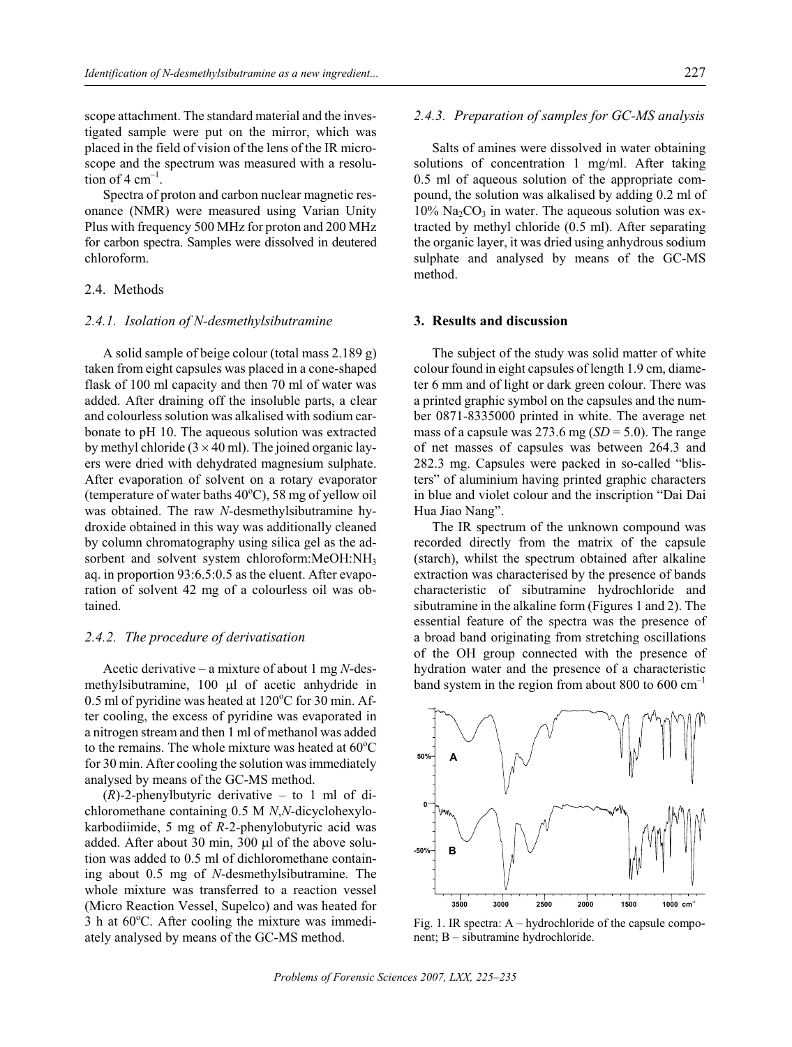scope attachment. The standard material and the investigated sample were put on the mirror, which was placed in the field of vision of the lens of the IR microscope and the spectrum was measured with a resolution of 4 $cm^{-1}$.

Spectra of proton and carbon nuclear magnetic resonance (NMR) were measured using Varian Unity Plus with frequency 500 MHz for proton and 200 MHz for carbon spectra. Samples were dissolved in deutered chloroform.

## 2.4. Methods

### *2.4.1. Isolation of N-desmethylsibutramine*

A solid sample of beige colour (total mass 2.189 g) taken from eight capsules was placed in a cone-shaped flask of 100 ml capacity and then 70 ml of water was added. After draining off the insoluble parts, a clear and colourless solution was alkalised with sodium carbonate to pH 10. The aqueous solution was extracted by methyl chloride (3 × 40 ml). The joined organic layers were dried with dehydrated magnesium sulphate. After evaporation of solvent on a rotary evaporator (temperature of water baths 40°C), 58 mg of yellow oil was obtained. The raw *N*-desmethylsibutramine hydroxide obtained in this way was additionally cleaned by column chromatography using silica gel as the adsorbent and solvent system chloroform:MeOH:$NH_3$ aq. in proportion 93:6.5:0.5 as the eluent. After evaporation of solvent 42 mg of a colourless oil was obtained.

### *2.4.2. The procedure of derivatisation*

Acetic derivative – a mixture of about 1 mg *N*-desmethylsibutramine, 100 μl of acetic anhydride in 0.5 ml of pyridine was heated at 120°C for 30 min. After cooling, the excess of pyridine was evaporated in a nitrogen stream and then 1 ml of methanol was added to the remains. The whole mixture was heated at 60°C for 30 min. After cooling the solution was immediately analysed by means of the GC-MS method.

(*R*)-2-phenylbutyric derivative – to 1 ml of dichloromethane containing 0.5 M *N*,*N*-dicyclohexylokarbodiimide, 5 mg of *R*-2-phenylobutyric acid was added. After about 30 min, 300 μl of the above solution was added to 0.5 ml of dichloromethane containing about 0.5 mg of *N*-desmethylsibutramine. The whole mixture was transferred to a reaction vessel (Micro Reaction Vessel, Supelco) and was heated for 3 h at 60°C. After cooling the mixture was immediately analysed by means of the GC-MS method.

### *2.4.3. Preparation of samples for GC-MS analysis*

Salts of amines were dissolved in water obtaining solutions of concentration 1 mg/ml. After taking 0.5 ml of aqueous solution of the appropriate compound, the solution was alkalised by adding 0.2 ml of 10% $Na_2CO_3$ in water. The aqueous solution was extracted by methyl chloride (0.5 ml). After separating the organic layer, it was dried using anhydrous sodium sulphate and analysed by means of the GC-MS method.

## 3. Results and discussion

The subject of the study was solid matter of white colour found in eight capsules of length 1.9 cm, diameter 6 mm and of light or dark green colour. There was a printed graphic symbol on the capsules and the number 0871-8335000 printed in white. The average net mass of a capsule was 273.6 mg (*SD* = 5.0). The range of net masses of capsules was between 264.3 and 282.3 mg. Capsules were packed in so-called "blisters" of aluminium having printed graphic characters in blue and violet colour and the inscription "Dai Dai Hua Jiao Nang".

The IR spectrum of the unknown compound was recorded directly from the matrix of the capsule (starch), whilst the spectrum obtained after alkaline extraction was characterised by the presence of bands characteristic of sibutramine hydrochloride and sibutramine in the alkaline form (Figures 1 and 2). The essential feature of the spectra was the presence of a broad band originating from stretching oscillations of the OH group connected with the presence of hydration water and the presence of a characteristic band system in the region from about 800 to 600 $cm^{-1}$

Fig. 1. IR spectra: A – hydrochloride of the capsule component; B – sibutramine hydrochloride.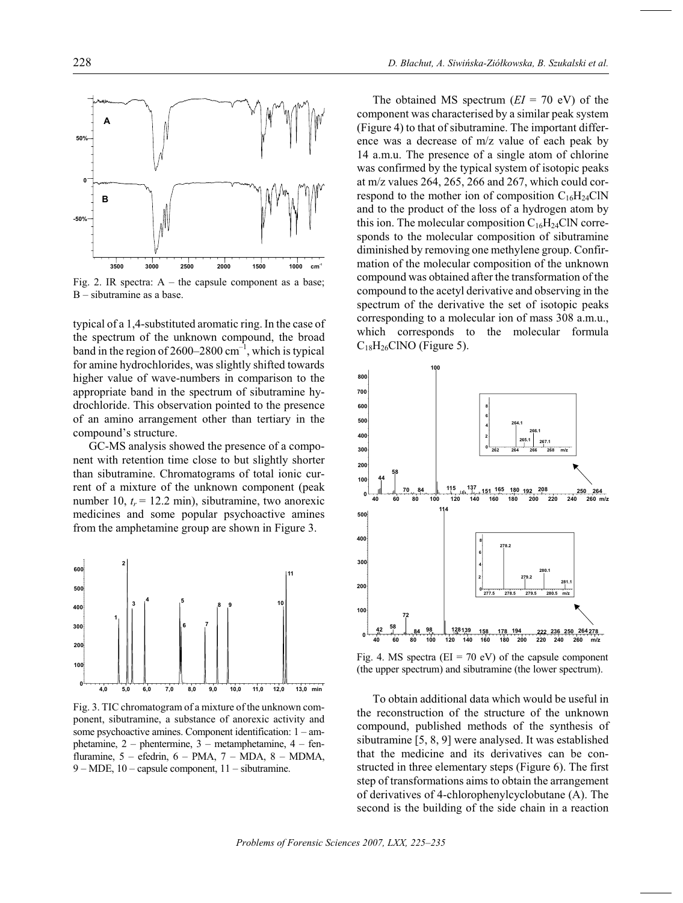Fig. 2. IR spectra: A – the capsule component as a base; B – sibutramine as a base.

typical of a 1,4-substituted aromatic ring. In the case of the spectrum of the unknown compound, the broad band in the region of 2600–2800 $cm^{-1}$, which is typical for amine hydrochlorides, was slightly shifted towards higher value of wave-numbers in comparison to the appropriate band in the spectrum of sibutramine hydrochloride. This observation pointed to the presence of an amino arrangement other than tertiary in the compound's structure.

GC-MS analysis showed the presence of a component with retention time close to but slightly shorter than sibutramine. Chromatograms of total ionic current of a mixture of the unknown component (peak number 10, $t_r$ = 12.2 min), sibutramine, two anorexic medicines and some popular psychoactive amines from the amphetamine group are shown in Figure 3.

Fig. 3. TIC chromatogram of a mixture of the unknown component, sibutramine, a substance of anorexic activity and some psychoactive amines. Component identification: 1 – amphetamine, 2 – phentermine, 3 – metamphetamine, 4 – fenfluramine, 5 – efedrin, 6 – PMA, 7 – MDA, 8 – MDMA, 9 – MDE, 10 – capsule component, 11 – sibutramine.

The obtained MS spectrum (*EI* = 70 eV) of the component was characterised by a similar peak system (Figure 4) to that of sibutramine. The important difference was a decrease of m/z value of each peak by 14 a.m.u. The presence of a single atom of chlorine was confirmed by the typical system of isotopic peaks at m/z values 264, 265, 266 and 267, which could correspond to the mother ion of composition $C_{16}H_{24}ClN$ and to the product of the loss of a hydrogen atom by this ion. The molecular composition $C_{16}H_{24}ClN$ corresponds to the molecular composition of sibutramine diminished by removing one methylene group. Confirmation of the molecular composition of the unknown compound was obtained after the transformation of the compound to the acetyl derivative and observing in the spectrum of the derivative the set of isotopic peaks corresponding to a molecular ion of mass 308 a.m.u., which corresponds to the molecular formula $C_{18}H_{26}ClNO$ (Figure 5).

Fig. 4. MS spectra (EI = 70 eV) of the capsule component (the upper spectrum) and sibutramine (the lower spectrum).

To obtain additional data which would be useful in the reconstruction of the structure of the unknown compound, published methods of the synthesis of sibutramine [5, 8, 9] were analysed. It was established that the medicine and its derivatives can be constructed in three elementary steps (Figure 6). The first step of transformations aims to obtain the arrangement of derivatives of 4-chlorophenylcyclobutane (A). The second is the building of the side chain in a reaction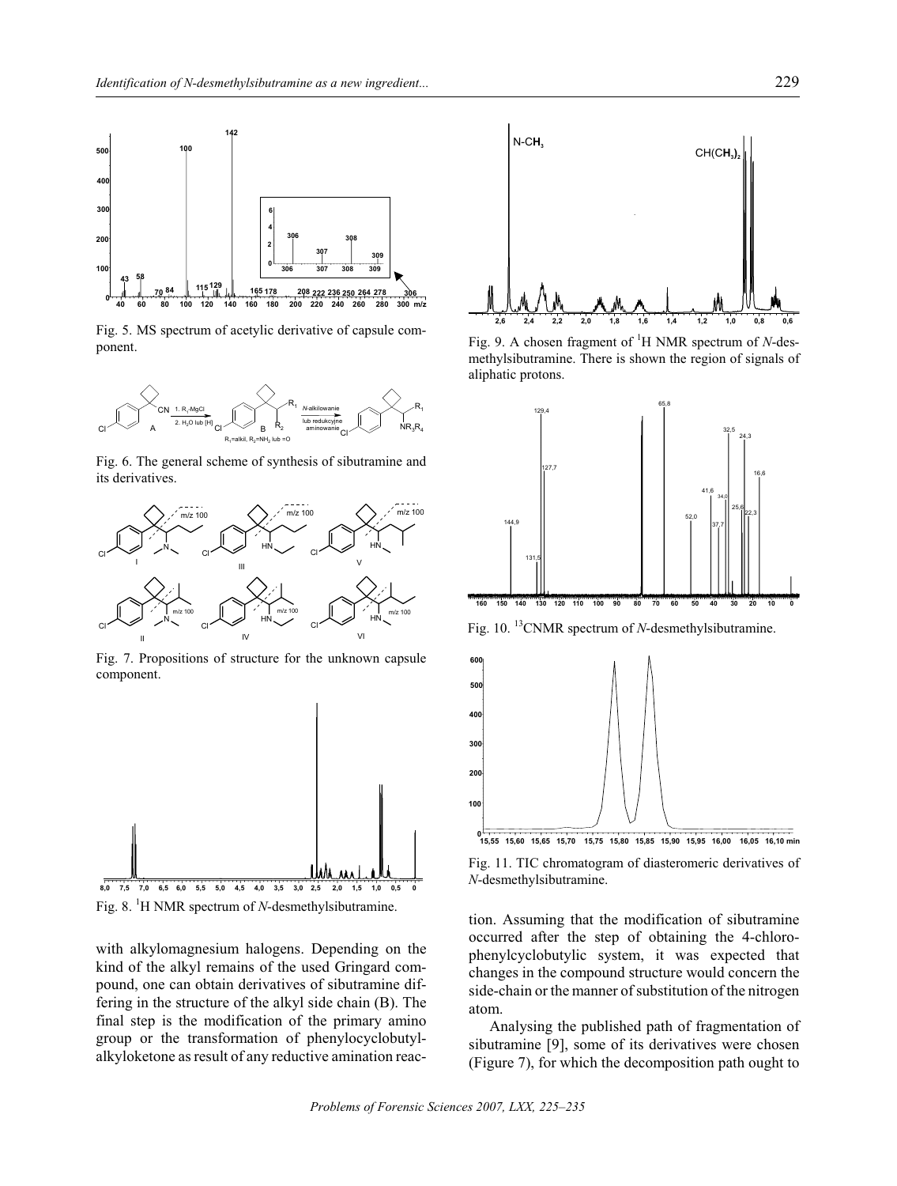Fig. 5. MS spectrum of acetylic derivative of capsule component.

Fig. 6. The general scheme of synthesis of sibutramine and its derivatives.

Fig. 7. Propositions of structure for the unknown capsule component.

Fig. 8. $^{1}$H NMR spectrum of *N*-desmethylsibutramine.

with alkylomagnesium halogens. Depending on the kind of the alkyl remains of the used Gringard compound, one can obtain derivatives of sibutramine differing in the structure of the alkyl side chain (B). The final step is the modification of the primary amino group or the transformation of phenylocyclobutylalkyloketone as result of any reductive amination reaction. Assuming that the modification of sibutramine occurred after the step of obtaining the 4-chlorophenylcyclobutylic system, it was expected that changes in the compound structure would concern the side-chain or the manner of substitution of the nitrogen atom.

Analysing the published path of fragmentation of sibutramine [9], some of its derivatives were chosen (Figure 7), for which the decomposition path ought to

Fig. 9. A chosen fragment of $^{1}$H NMR spectrum of *N*-desmethylsibutramine. There is shown the region of signals of aliphatic protons.

Fig. 10. $^{13}$CNMR spectrum of *N*-desmethylsibutramine.

Fig. 11. TIC chromatogram of diasteromeric derivatives of *N*-desmethylsibutramine.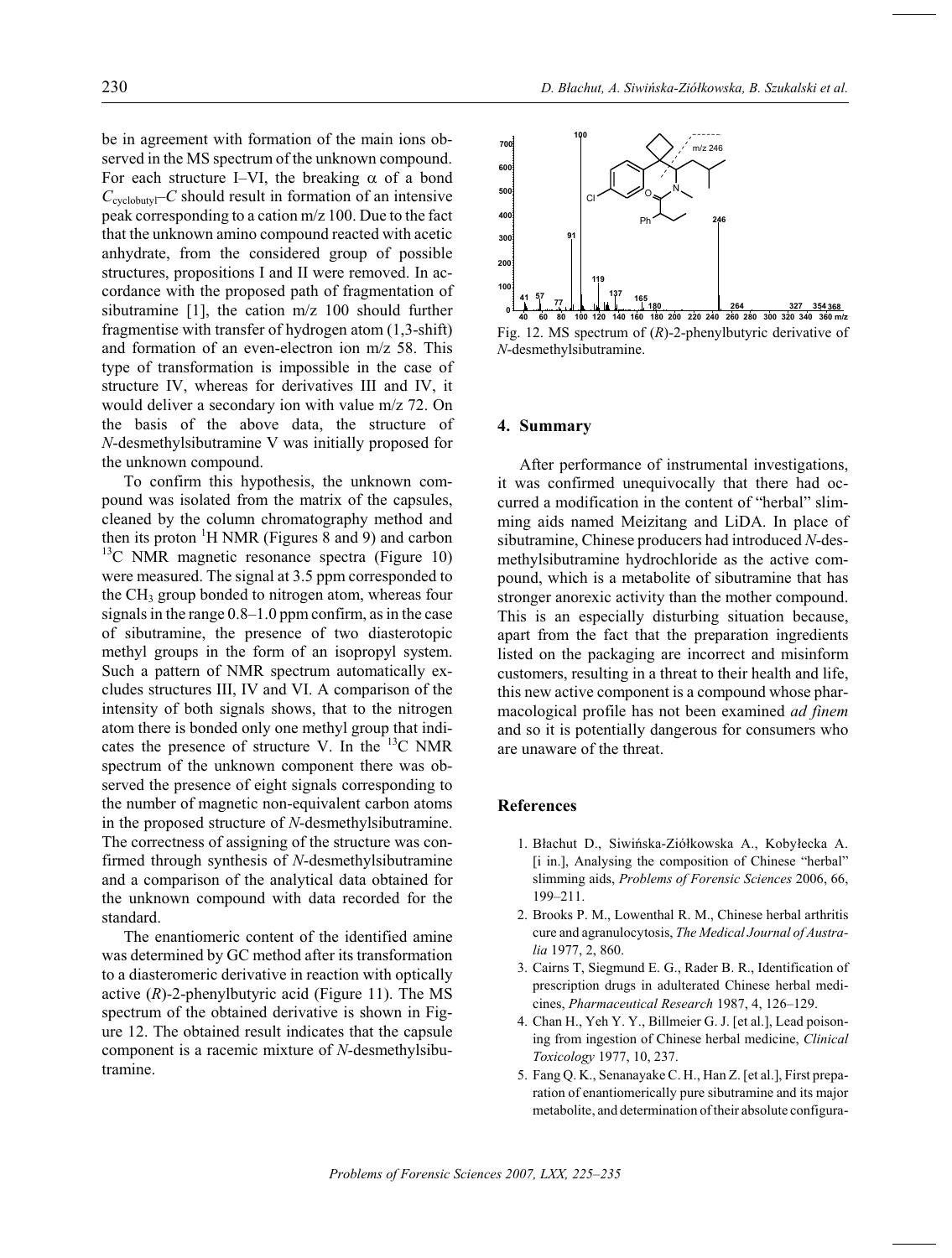be in agreement with formation of the main ions observed in the MS spectrum of the unknown compound. For each structure I–VI, the breaking α of a bond $C_{cyclobutyl}$–$C$ should result in formation of an intensive peak corresponding to a cation m/z 100. Due to the fact that the unknown amino compound reacted with acetic anhydrate, from the considered group of possible structures, propositions I and II were removed. In accordance with the proposed path of fragmentation of sibutramine [1], the cation m/z 100 should further fragmentise with transfer of hydrogen atom (1,3-shift) and formation of an even-electron ion m/z 58. This type of transformation is impossible in the case of structure IV, whereas for derivatives III and IV, it would deliver a secondary ion with value m/z 72. On the basis of the above data, the structure of *N*-desmethylsibutramine V was initially proposed for the unknown compound.

To confirm this hypothesis, the unknown compound was isolated from the matrix of the capsules, cleaned by the column chromatography method and then its proton $^{1}$H NMR (Figures 8 and 9) and carbon $^{13}$C NMR magnetic resonance spectra (Figure 10) were measured. The signal at 3.5 ppm corresponded to the $CH_3$ group bonded to nitrogen atom, whereas four signals in the range 0.8–1.0 ppm confirm, as in the case of sibutramine, the presence of two diasterotopic methyl groups in the form of an isopropyl system. Such a pattern of NMR spectrum automatically excludes structures III, IV and VI. A comparison of the intensity of both signals shows, that to the nitrogen atom there is bonded only one methyl group that indicates the presence of structure V. In the $^{13}$C NMR spectrum of the unknown component there was observed the presence of eight signals corresponding to the number of magnetic non-equivalent carbon atoms in the proposed structure of *N*-desmethylsibutramine. The correctness of assigning of the structure was confirmed through synthesis of *N*-desmethylsibutramine and a comparison of the analytical data obtained for the unknown compound with data recorded for the standard.

The enantiomeric content of the identified amine was determined by GC method after its transformation to a diasteromeric derivative in reaction with optically active (*R*)-2-phenylbutyric acid (Figure 11). The MS spectrum of the obtained derivative is shown in Figure 12. The obtained result indicates that the capsule component is a racemic mixture of *N*-desmethylsibutramine.

Fig. 12. MS spectrum of (*R*)-2-phenylbutyric derivative of *N*-desmethylsibutramine.

## 4. Summary

After performance of instrumental investigations, it was confirmed unequivocally that there had occurred a modification in the content of "herbal" slimming aids named Meizitang and LiDA. In place of sibutramine, Chinese producers had introduced *N*-desmethylsibutramine hydrochloride as the active compound, which is a metabolite of sibutramine that has stronger anorexic activity than the mother compound. This is an especially disturbing situation because, apart from the fact that the preparation ingredients listed on the packaging are incorrect and misinform customers, resulting in a threat to their health and life, this new active component is a compound whose pharmacological profile has not been examined *ad finem* and so it is potentially dangerous for consumers who are unaware of the threat.

## References

1. Błachut D., Siwińska-Ziółkowska A., Kobyłecka A. [i in.], Analysing the composition of Chinese "herbal" slimming aids, *Problems of Forensic Sciences* 2006, 66, 199–211.
2. Brooks P. M., Lowenthal R. M., Chinese herbal arthritis cure and agranulocytosis, *The Medical Journal of Australia* 1977, 2, 860.
3. Cairns T, Siegmund E. G., Rader B. R., Identification of prescription drugs in adulterated Chinese herbal medicines, *Pharmaceutical Research* 1987, 4, 126–129.
4. Chan H., Yeh Y. Y., Billmeier G. J. [et al.], Lead poisoning from ingestion of Chinese herbal medicine, *Clinical Toxicology* 1977, 10, 237.
5. Fang Q. K., Senanayake C. H., Han Z. [et al.], First preparation of enantiomerically pure sibutramine and its major metabolite, and determination of their absolute configura-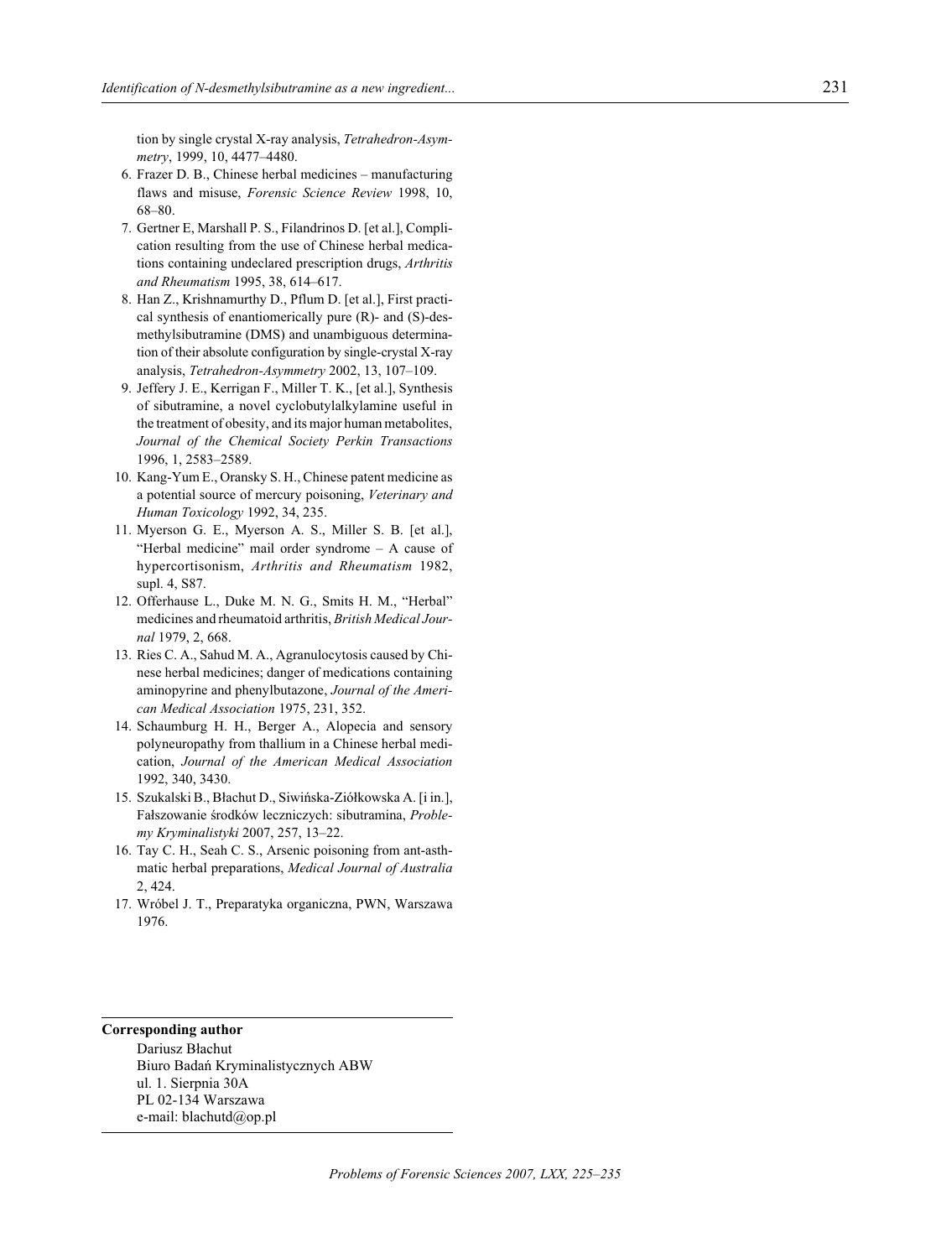tion by single crystal X-ray analysis, *Tetrahedron-Asymmetry*, 1999, 10, 4477–4480.

6. Frazer D. B., Chinese herbal medicines – manufacturing flaws and misuse, *Forensic Science Review* 1998, 10, 68–80.
7. Gertner E, Marshall P. S., Filandrinos D. [et al.], Complication resulting from the use of Chinese herbal medications containing undeclared prescription drugs, *Arthritis and Rheumatism* 1995, 38, 614–617.
8. Han Z., Krishnamurthy D., Pflum D. [et al.], First practical synthesis of enantiomerically pure (R)- and (S)-desmethylsibutramine (DMS) and unambiguous determination of their absolute configuration by single-crystal X-ray analysis, *Tetrahedron-Asymmetry* 2002, 13, 107–109.
9. Jeffery J. E., Kerrigan F., Miller T. K., [et al.], Synthesis of sibutramine, a novel cyclobutylalkylamine useful in the treatment of obesity, and its major human metabolites, *Journal of the Chemical Society Perkin Transactions* 1996, 1, 2583–2589.
10. Kang-Yum E., Oransky S. H., Chinese patent medicine as a potential source of mercury poisoning, *Veterinary and Human Toxicology* 1992, 34, 235.
11. Myerson G. E., Myerson A. S., Miller S. B. [et al.], "Herbal medicine" mail order syndrome – A cause of hypercortisonism, *Arthritis and Rheumatism* 1982, supl. 4, S87.
12. Offerhause L., Duke M. N. G., Smits H. M., "Herbal" medicines and rheumatoid arthritis, *British Medical Journal* 1979, 2, 668.
13. Ries C. A., Sahud M. A., Agranulocytosis caused by Chinese herbal medicines; danger of medications containing aminopyrine and phenylbutazone, *Journal of the American Medical Association* 1975, 231, 352.
14. Schaumburg H. H., Berger A., Alopecia and sensory polyneuropathy from thallium in a Chinese herbal medication, *Journal of the American Medical Association* 1992, 340, 3430.
15. Szukalski B., Błachut D., Siwińska-Ziółkowska A. [i in.], Fałszowanie środków leczniczych: sibutramina, *Problemy Kryminalistyki* 2007, 257, 13–22.
16. Tay C. H., Seah C. S., Arsenic poisoning from ant-asthmatic herbal preparations, *Medical Journal of Australia* 2, 424.
17. Wróbel J. T., Preparatyka organiczna, PWN, Warszawa 1976.

**Corresponding author**

Dariusz Błachut
Biuro Badań Kryminalistycznych ABW
ul. 1. Sierpnia 30A
PL 02-134 Warszawa
e-mail: blachutd@op.pl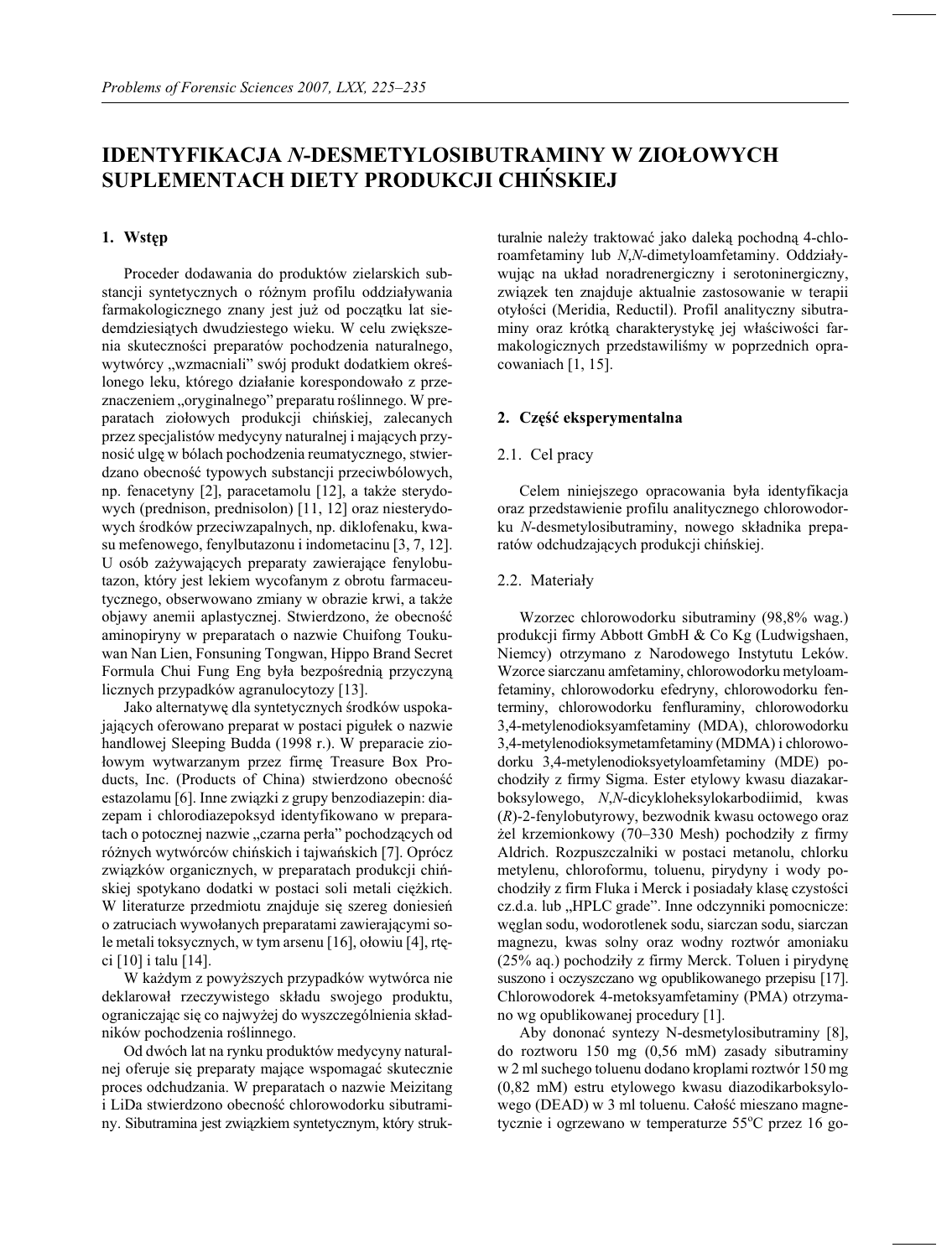# IDENTYFIKACJA *N*-DESMETYLOSIBUTRAMINY W ZIOŁOWYCH SUPLEMENTACH DIETY PRODUKCJI CHIŃSKIEJ

## 1. Wstęp

Proceder dodawania do produktów zielarskich substancji syntetycznych o różnym profilu oddziaływania farmakologicznego znany jest już od początku lat siedemdziesiątych dwudziestego wieku. W celu zwiększenia skuteczności preparatów pochodzenia naturalnego, wytwórcy „wzmacniali" swój produkt dodatkiem określonego leku, którego działanie korespondowało z przeznaczeniem „oryginalnego" preparatu roślinnego. W preparatach ziołowych produkcji chińskiej, zalecanych przez specjalistów medycyny naturalnej i mających przynosić ulgę w bólach pochodzenia reumatycznego, stwierdzano obecność typowych substancji przeciwbólowych, np. fenacetyny [2], paracetamolu [12], a także sterydowych (prednison, prednisolon) [11, 12] oraz niesterydowych środków przeciwzapalnych, np. diklofenaku, kwasu mefenowego, fenylbutazonu i indometacinu [3, 7, 12]. U osób zażywających preparaty zawierające fenylobutazon, który jest lekiem wycofanym z obrotu farmaceutycznego, obserwowano zmiany w obrazie krwi, a także objawy anemii aplastycznej. Stwierdzono, że obecność aminopiryny w preparatach o nazwie Chuifong Toukuwan Nan Lien, Fonsuning Tongwan, Hippo Brand Secret Formula Chui Fung Eng była bezpośrednią przyczyną licznych przypadków agranulocytozy [13].

Jako alternatywę dla syntetycznych środków uspokajających oferowano preparat w postaci pigułek o nazwie handlowej Sleeping Budda (1998 r.). W preparacie ziołowym wytwarzanym przez firmę Treasure Box Products, Inc. (Products of China) stwierdzono obecność estazolamu [6]. Inne związki z grupy benzodiazepin: diazepam i chlorodiazepoksyd identyfikowano w preparatach o potocznej nazwie „czarna perła" pochodzących od różnych wytwórców chińskich i tajwańskich [7]. Oprócz związków organicznych, w preparatach produkcji chińskiej spotykano dodatki w postaci soli metali ciężkich. W literaturze przedmiotu znajduje się szereg doniesień o zatruciach wywołanych preparatami zawierającymi sole metali toksycznych, w tym arsenu [16], ołowiu [4], rtęci [10] i talu [14].

W każdym z powyższych przypadków wytwórca nie deklarował rzeczywistego składu swojego produktu, ograniczając się co najwyżej do wyszczególnienia składników pochodzenia roślinnego.

Od dwóch lat na rynku produktów medycyny naturalnej oferuje się preparaty mające wspomagać skutecznie proces odchudzania. W preparatach o nazwie Meizitang i LiDa stwierdzono obecność chlorowodorku sibutraminy. Sibutramina jest związkiem syntetycznym, który strukturalnie należy traktować jako daleką pochodną 4-chloroamfetaminy lub *N*,*N*-dimetyloamfetaminy. Oddziaływując na układ noradrenergiczny i serotoninergiczny, związek ten znajduje aktualnie zastosowanie w terapii otyłości (Meridia, Reductil). Profil analityczny sibutraminy oraz krótką charakterystykę jej właściwości farmakologicznych przedstawiliśmy w poprzednich opracowaniach [1, 15].

## 2. Część eksperymentalna

### 2.1. Cel pracy

Celem niniejszego opracowania była identyfikacja oraz przedstawienie profilu analitycznego chlorowodorku *N*-desmetylosibutraminy, nowego składnika preparatów odchudzających produkcji chińskiej.

### 2.2. Materiały

Wzorzec chlorowodorku sibutraminy (98,8% wag.) produkcji firmy Abbott GmbH & Co Kg (Ludwigshaen, Niemcy) otrzymano z Narodowego Instytutu Leków. Wzorce siarczanu amfetaminy, chlorowodorku metyloamfetaminy, chlorowodorku efedryny, chlorowodorku fenterminy, chlorowodorku fenfluraminy, chlorowodorku 3,4-metylenodioksyamfetaminy (MDA), chlorowodorku 3,4-metylenodioksymetamfetaminy (MDMA) i chlorowodorku 3,4-metylenodioksyetyloamfetaminy (MDE) pochodziły z firmy Sigma. Ester etylowy kwasu diazakarboksylowego, *N*,*N*-dicykloheksylokarbodiimid, kwas (*R*)-2-fenylobutyrowy, bezwodnik kwasu octowego oraz żel krzemionkowy (70–330 Mesh) pochodziły z firmy Aldrich. Rozpuszczalniki w postaci metanolu, chlorku metylenu, chloroformu, toluenu, pirydyny i wody pochodziły z firm Fluka i Merck i posiadały klasę czystości cz.d.a. lub „HPLC grade". Inne odczynniki pomocnicze: węglan sodu, wodorotlenek sodu, siarczan sodu, siarczan magnezu, kwas solny oraz wodny roztwór amoniaku (25% aq.) pochodziły z firmy Merck. Toluen i pirydynę suszono i oczyszczano wg opublikowanego przepisu [17]. Chlorowodorek 4-metoksyamfetaminy (PMA) otrzymano wg opublikowanej procedury [1].

Aby dononać syntezy N-desmetylosibutraminy [8], do roztworu 150 mg (0,56 mM) zasady sibutraminy w 2 ml suchego toluenu dodano kroplami roztwór 150 mg (0,82 mM) estru etylowego kwasu diazodikarboksylowego (DEAD) w 3 ml toluenu. Całość mieszano magnetycznie i ogrzewano w temperaturze 55°C przez 16 go-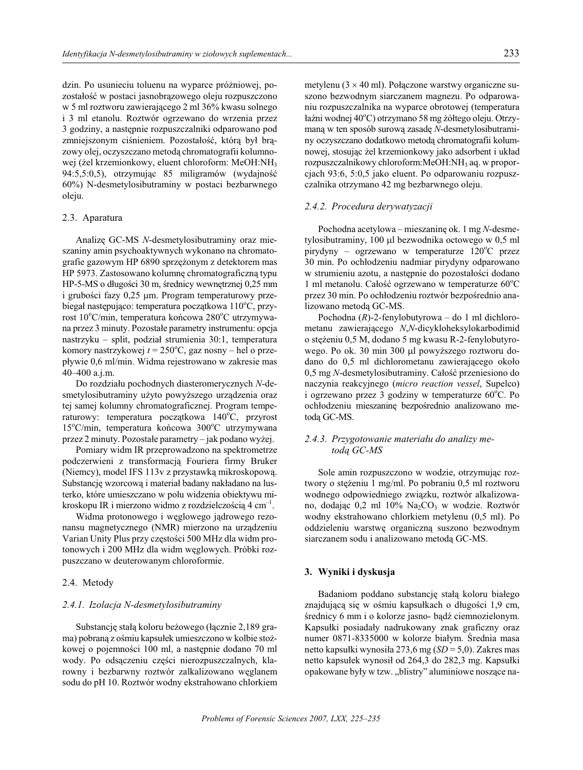dzin. Po usunieciu toluenu na wyparce próżniowej, pozostałość w postaci jasnobrązowego oleju rozpuszczono w 5 ml roztworu zawierającego 2 ml 36% kwasu solnego i 3 ml etanolu. Roztwór ogrzewano do wrzenia przez 3 godziny, a następnie rozpuszczalniki odparowano pod zmniejszonym ciśnieniem. Pozostałość, którą był brązowy olej, oczyszczano metodą chromatografii kolumnowej (żel krzemionkowy, eluent chloroform: MeOH:$NH_3$ 94:5,5:0,5), otrzymując 85 miligramów (wydajność 60%) N-desmetylosibutraminy w postaci bezbarwnego oleju.

### 2.3. Aparatura

Analizę GC-MS *N*-desmetylosibutraminy oraz mieszaniny amin psychoaktywnych wykonano na chromatografie gazowym HP 6890 sprzężonym z detektorem mas HP 5973. Zastosowano kolumnę chromatograficzną typu HP-5-MS o długości 30 m, średnicy wewnętrznej 0,25 mm i grubości fazy 0,25 μm. Program temperaturowy przebiegał następująco: temperatura początkowa 110°C, przyrost 10°C/min, temperatura końcowa 280°C utrzymywana przez 3 minuty. Pozostałe parametry instrumentu: opcja nastrzyku – split, podział strumienia 30:1, temperatura komory nastrzykowej $t$ = 250°C, gaz nosny – hel o przepływie 0,6 ml/min. Widma rejestrowano w zakresie mas 40–400 a.j.m.

Do rozdziału pochodnych diasteromerycznych *N*-desmetylosibutraminy użyto powyższego urządzenia oraz tej samej kolumny chromatograficznej. Program temperaturowy: temperatura początkowa 140°C, przyrost 15°C/min, temperatura końcowa 300°C utrzymywana przez 2 minuty. Pozostałe parametry – jak podano wyżej.

Pomiary widm IR przeprowadzono na spektrometrze podczerwieni z transformacją Fouriera firmy Bruker (Niemcy), model IFS 113v z przystawką mikroskopową. Substancję wzorcową i materiał badany nakładano na lusterko, które umieszczano w polu widzenia obiektywu mikroskopu IR i mierzono widmo z rozdzielczością 4 $cm^{-1}$.

Widma protonowego i węglowego jądrowego rezonansu magnetycznego (NMR) mierzono na urządzeniu Varian Unity Plus przy częstości 500 MHz dla widm protonowych i 200 MHz dla widm węglowych. Próbki rozpuszczano w deuterowanym chloroformie.

### 2.4. Metody

#### *2.4.1. Izolacja N-desmetylosibutraminy*

Substancję stałą koloru beżowego (łącznie 2,189 grama) pobraną z ośmiu kapsułek umieszczono w kolbie stożkowej o pojemności 100 ml, a następnie dodano 70 ml wody. Po odsączeniu części nierozpuszczalnych, klarowny i bezbarwny roztwór zalkalizowano węglanem sodu do pH 10. Roztwór wodny ekstrahowano chlorkiem metylenu (3 × 40 ml). Połączone warstwy organiczne suszono bezwodnym siarczanem magnezu. Po odparowaniu rozpuszczalnika na wyparce obrotowej (temperatura łaźni wodnej 40°C) otrzymano 58 mg żółtego oleju. Otrzymaną w ten sposób surową zasadę *N*-desmetylosibutraminy oczyszczano dodatkowo metodą chromatografii kolumnowej, stosując żel krzemionkowy jako adsorbent i układ rozpuszczalnikowy chloroform:MeOH:$NH_3$ aq. w proporcjach 93:6, 5:0,5 jako eluent. Po odparowaniu rozpuszczalnika otrzymano 42 mg bezbarwnego oleju.

#### *2.4.2. Procedura derywatyzacji*

Pochodna acetylowa – mieszaninę ok. 1 mg *N*-desmetylosibutraminy, 100 μl bezwodnika octowego w 0,5 ml pirydyny – ogrzewano w temperaturze 120°C przez 30 min. Po ochłodzeniu nadmiar pirydyny odparowano w strumieniu azotu, a następnie do pozostałości dodano 1 ml metanolu. Całość ogrzewano w temperaturze 60°C przez 30 min. Po ochłodzeniu roztwór bezpośrednio analizowano metodą GC-MS.

Pochodna (*R*)-2-fenylobutyrowa – do 1 ml dichlorometanu zawierającego *N*,*N*-dicykloheksylokarbodimid o stężeniu 0,5 M, dodano 5 mg kwasu R-2-fenylobutyrowego. Po ok. 30 min 300 μl powyższego roztworu dodano do 0,5 ml dichlorometanu zawierającego około 0,5 mg *N*-desmetylosibutraminy. Całość przeniesiono do naczynia reakcyjnego (*micro reaction vessel*, Supelco) i ogrzewano przez 3 godziny w temperaturze 60°C. Po ochłodzeniu mieszaninę bezpośrednio analizowano metodą GC-MS.

#### *2.4.3. Przygotowanie materiału do analizy metodą GC-MS*

Sole amin rozpuszczono w wodzie, otrzymując roztwory o stężeniu 1 mg/ml. Po pobraniu 0,5 ml roztworu wodnego odpowiedniego związku, roztwór alkalizowano, dodając 0,2 ml 10% $Na_2CO_3$ w wodzie. Roztwór wodny ekstrahowano chlorkiem metylenu (0,5 ml). Po oddzieleniu warstwę organiczną suszono bezwodnym siarczanem sodu i analizowano metodą GC-MS.

## 3. Wyniki i dyskusja

Badaniom poddano substancję stałą koloru białego znajdującą się w ośmiu kapsułkach o długości 1,9 cm, średnicy 6 mm i o kolorze jasno- bądź ciemnozielonym. Kapsułki posiadały nadrukowany znak graficzny oraz numer 0871-8335000 w kolorze białym. Średnia masa netto kapsułki wynosiła 273,6 mg ($SD$ = 5,0). Zakres mas netto kapsułek wynosił od 264,3 do 282,3 mg. Kapsułki opakowane były w tzw. „blistry" aluminiowe noszące na-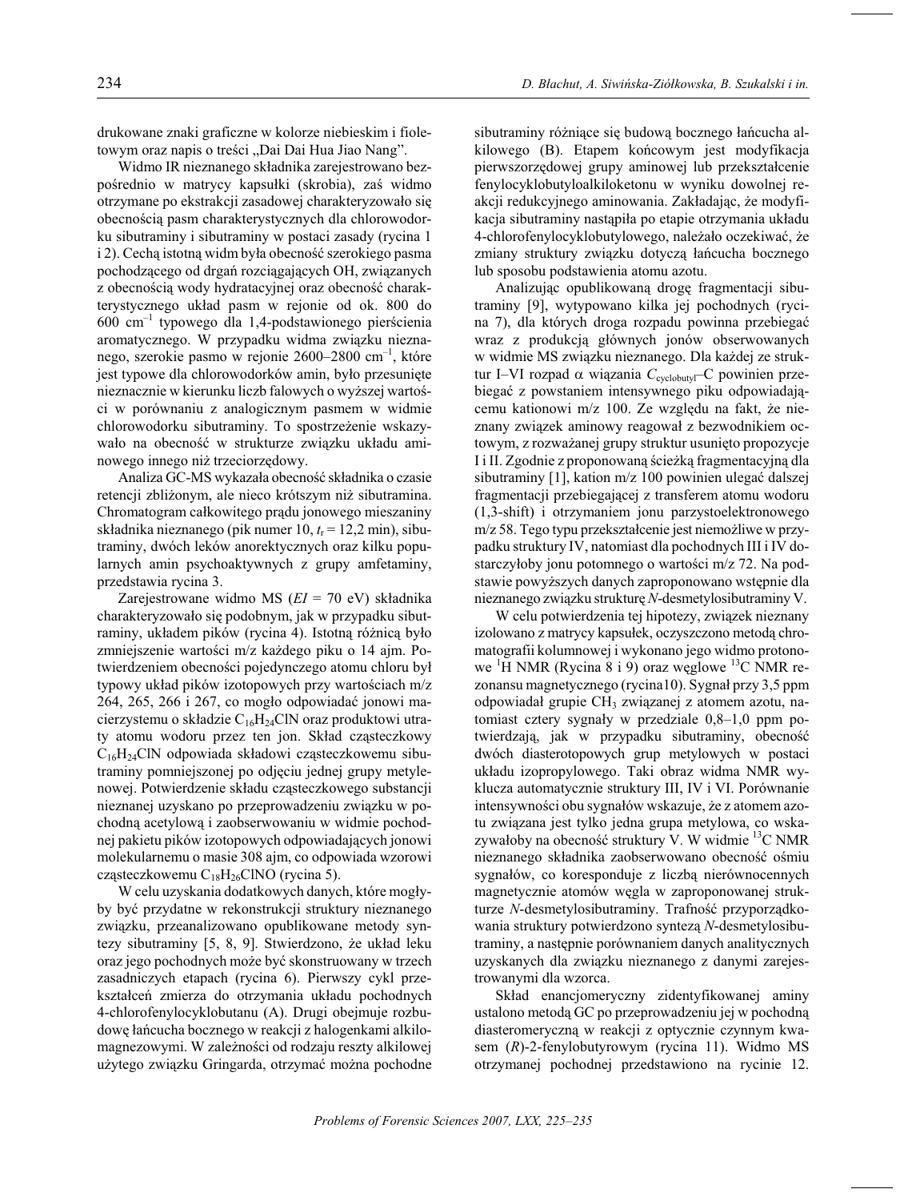drukowane znaki graficzne w kolorze niebieskim i fioletowym oraz napis o treści „Dai Dai Hua Jiao Nang".

Widmo IR nieznanego składnika zarejestrowano bezpośrednio w matrycy kapsułki (skrobia), zaś widmo otrzymane po ekstrakcji zasadowej charakteryzowało się obecnością pasm charakterystycznych dla chlorowodorku sibutraminy i sibutraminy w postaci zasady (rycina 1 i 2). Cechą istotną widm była obecność szerokiego pasma pochodzącego od drgań rozciągających OH, związanych z obecnością wody hydratacyjnej oraz obecność charakterystycznego układ pasm w rejonie od ok. 800 do 600 $cm^{-1}$ typowego dla 1,4-podstawionego pierścienia aromatycznego. W przypadku widma związku nieznanego, szerokie pasmo w rejonie 2600–2800 $cm^{-1}$, które jest typowe dla chlorowodorków amin, było przesunięte nieznacznie w kierunku liczb falowych o wyższej wartości w porównaniu z analogicznym pasmem w widmie chlorowodorku sibutraminy. To spostrzeżenie wskazywało na obecność w strukturze związku układu aminowego innego niż trzeciorzędowy.

Analiza GC-MS wykazała obecność składnika o czasie retencji zbliżonym, ale nieco krótszym niż sibutramina. Chromatogram całkowitego prądu jonowego mieszaniny składnika nieznanego (pik numer 10, $t_r$ = 12,2 min), sibutraminy, dwóch leków anorektycznych oraz kilku popularnych amin psychoaktywnych z grupy amfetaminy, przedstawia rycina 3.

Zarejestrowane widmo MS (*EI* = 70 eV) składnika charakteryzowało się podobnym, jak w przypadku sibutraminy, układem pików (rycina 4). Istotną różnicą było zmniejszenie wartości m/z każdego piku o 14 ajm. Potwierdzeniem obecności pojedynczego atomu chloru był typowy układ pików izotopowych przy wartościach m/z 264, 265, 266 i 267, co mogło odpowiadać jonowi macierzystemu o składzie $C_{16}H_{24}ClN$ oraz produktowi utraty atomu wodoru przez ten jon. Skład cząsteczkowy $C_{16}H_{24}ClN$ odpowiada składowi cząsteczkowemu sibutraminy pomniejszonej po odjęciu jednej grupy metylenowej. Potwierdzenie składu cząsteczkowego substancji nieznanej uzyskano po przeprowadzeniu związku w pochodną acetylową i zaobserwowaniu w widmie pochodnej pakietu pików izotopowych odpowiadających jonowi molekularnemu o masie 308 ajm, co odpowiada wzorowi cząsteczkowemu $C_{18}H_{26}ClNO$ (rycina 5).

W celu uzyskania dodatkowych danych, które mogłyby być przydatne w rekonstrukcji struktury nieznanego związku, przeanalizowano opublikowane metody syntezy sibutraminy [5, 8, 9]. Stwierdzono, że układ leku oraz jego pochodnych może być skonstruowany w trzech zasadniczych etapach (rycina 6). Pierwszy cykl przekształceń zmierza do otrzymania układu pochodnych 4-chlorofenylocyklobutanu (A). Drugi obejmuje rozbudowę łańcucha bocznego w reakcji z halogenkami alkilomagnezowymi. W zależności od rodzaju reszty alkilowej użytego związku Gringarda, otrzymać można pochodne sibutraminy różniące się budową bocznego łańcucha alkilowego (B). Etapem końcowym jest modyfikacja pierwszorzędowej grupy aminowej lub przekształcenie fenylocyklobutyloalkiloketonu w wyniku dowolnej reakcji redukcyjnego aminowania. Zakładając, że modyfikacja sibutraminy nastąpiła po etapie otrzymania układu 4-chlorofenylocyklobutylowego, należało oczekiwać, że zmiany struktury związku dotyczą łańcucha bocznego lub sposobu podstawienia atomu azotu.

Analizując opublikowaną drogę fragmentacji sibutraminy [9], wytypowano kilka jej pochodnych (rycina 7), dla których droga rozpadu powinna przebiegać wraz z produkcją głównych jonów obserwowanych w widmie MS związku nieznanego. Dla każdej ze struktur I–VI rozpad α wiązania $C_{cyclobutyl}$–C powinien przebiegać z powstaniem intensywnego piku odpowiadającemu kationowi m/z 100. Ze względu na fakt, że nieznany związek aminowy reagował z bezwodnikiem octowym, z rozważanej grupy struktur usunięto propozycje I i II. Zgodnie z proponowaną ścieżką fragmentacyjną dla sibutraminy [1], kation m/z 100 powinien ulegać dalszej fragmentacji przebiegającej z transferem atomu wodoru (1,3-shift) i otrzymaniem jonu parzystoelektronowego m/z 58. Tego typu przekształcenie jest niemożliwe w przypadku struktury IV, natomiast dla pochodnych III i IV dostarczyłoby jonu potomnego o wartości m/z 72. Na podstawie powyższych danych zaproponowano wstępnie dla nieznanego związku strukturę *N*-desmetylosibutraminy V.

W celu potwierdzenia tej hipotezy, związek nieznany izolowano z matrycy kapsułek, oczyszczono metodą chromatografii kolumnowej i wykonano jego widmo protonowe $^{1}H$ NMR (Rycina 8 i 9) oraz węglowe $^{13}C$ NMR rezonansu magnetycznego (rycina10). Sygnał przy 3,5 ppm odpowiadał grupie $CH_3$ związanej z atomem azotu, natomiast cztery sygnały w przedziale 0,8–1,0 ppm potwierdzają, jak w przypadku sibutraminy, obecność dwóch diasterotopowych grup metylowych w postaci układu izopropylowego. Taki obraz widma NMR wyklucza automatycznie struktury III, IV i VI. Porównanie intensywności obu sygnałów wskazuje, że z atomem azotu związana jest tylko jedna grupa metylowa, co wskazywałoby na obecność struktury V. W widmie $^{13}C$ NMR nieznanego składnika zaobserwowano obecność ośmiu sygnałów, co koresponduje z liczbą nierównocennych magnetycznie atomów węgla w zaproponowanej strukturze *N*-desmetylosibutraminy. Trafność przyporządkowania struktury potwierdzono syntezą *N*-desmetylosibutraminy, a następnie porównaniem danych analitycznych uzyskanych dla związku nieznanego z danymi zarejestrowanymi dla wzorca.

Skład enancjomeryczny zidentyfikowanej aminy ustalono metodą GC po przeprowadzeniu jej w pochodną diasteromeryczną w reakcji z optycznie czynnym kwasem (*R*)-2-fenylobutyrowym (rycina 11). Widmo MS otrzymanej pochodnej przedstawiono na rycinie 12.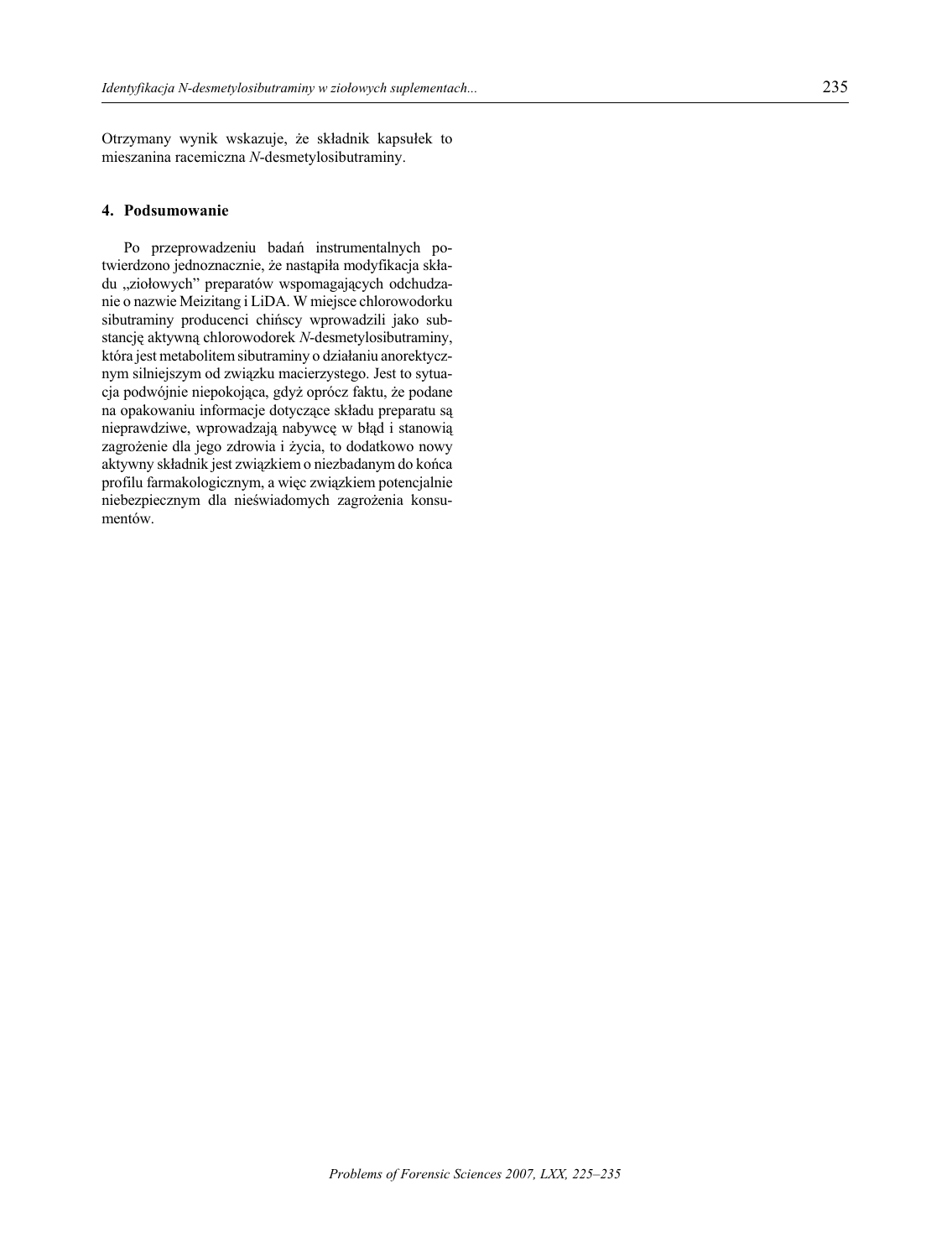Otrzymany wynik wskazuje, że składnik kapsułek to mieszanina racemiczna *N*-desmetylosibutraminy.

## 4. Podsumowanie

Po przeprowadzeniu badań instrumentalnych potwierdzono jednoznacznie, że nastąpiła modyfikacja składu „ziołowych" preparatów wspomagających odchudzanie o nazwie Meizitang i LiDA. W miejsce chlorowodorku sibutraminy producenci chińscy wprowadzili jako substancję aktywną chlorowodorek *N*-desmetylosibutraminy, która jest metabolitem sibutraminy o działaniu anorektycznym silniejszym od związku macierzystego. Jest to sytuacja podwójnie niepokojąca, gdyż oprócz faktu, że podane na opakowaniu informacje dotyczące składu preparatu są nieprawdziwe, wprowadzają nabywcę w błąd i stanowią zagrożenie dla jego zdrowia i życia, to dodatkowo nowy aktywny składnik jest związkiem o niezbadanym do końca profilu farmakologicznym, a więc związkiem potencjalnie niebezpiecznym dla nieświadomych zagrożenia konsumentów.